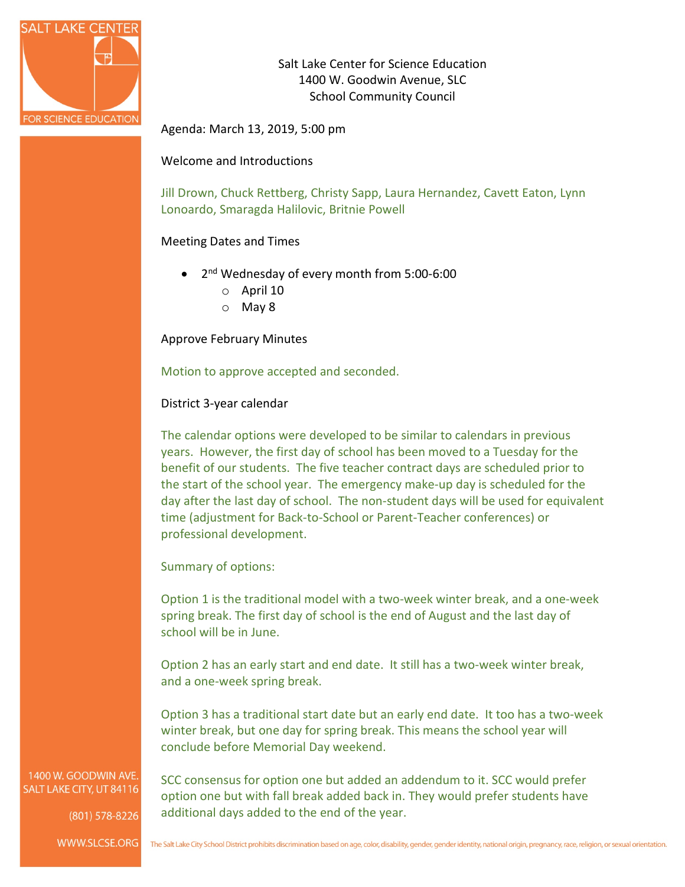Salt Lake Center for Science Education
1400 W. Goodwin Avenue, SLC
School Community Council

Agenda: March 13, 2019, 5:00 pm

Welcome and Introductions

Jill Drown, Chuck Rettberg, Christy Sapp, Laura Hernandez, Cavett Eaton, Lynn Lonoardo, Smaragda Halilovic, Britnie Powell

Meeting Dates and Times

- 2nd Wednesday of every month from 5:00-6:00
  - April 10
  - May 8

Approve February Minutes

Motion to approve accepted and seconded.

District 3-year calendar

The calendar options were developed to be similar to calendars in previous years. However, the first day of school has been moved to a Tuesday for the benefit of our students. The five teacher contract days are scheduled prior to the start of the school year. The emergency make-up day is scheduled for the day after the last day of school. The non-student days will be used for equivalent time (adjustment for Back-to-School or Parent-Teacher conferences) or professional development.

Summary of options:

Option 1 is the traditional model with a two-week winter break, and a one-week spring break. The first day of school is the end of August and the last day of school will be in June.

Option 2 has an early start and end date. It still has a two-week winter break, and a one-week spring break.

Option 3 has a traditional start date but an early end date. It too has a two-week winter break, but one day for spring break. This means the school year will conclude before Memorial Day weekend.

SCC consensus for option one but added an addendum to it. SCC would prefer option one but with fall break added back in. They would prefer students have additional days added to the end of the year.

1400 W. GOODWIN AVE.
SALT LAKE CITY, UT 84116

(801) 578-8226

WWW.SLCSE.ORG

The Salt Lake City School District prohibits discrimination based on age, color, disability, gender, gender identity, national origin, pregnancy, race, religion, or sexual orientation.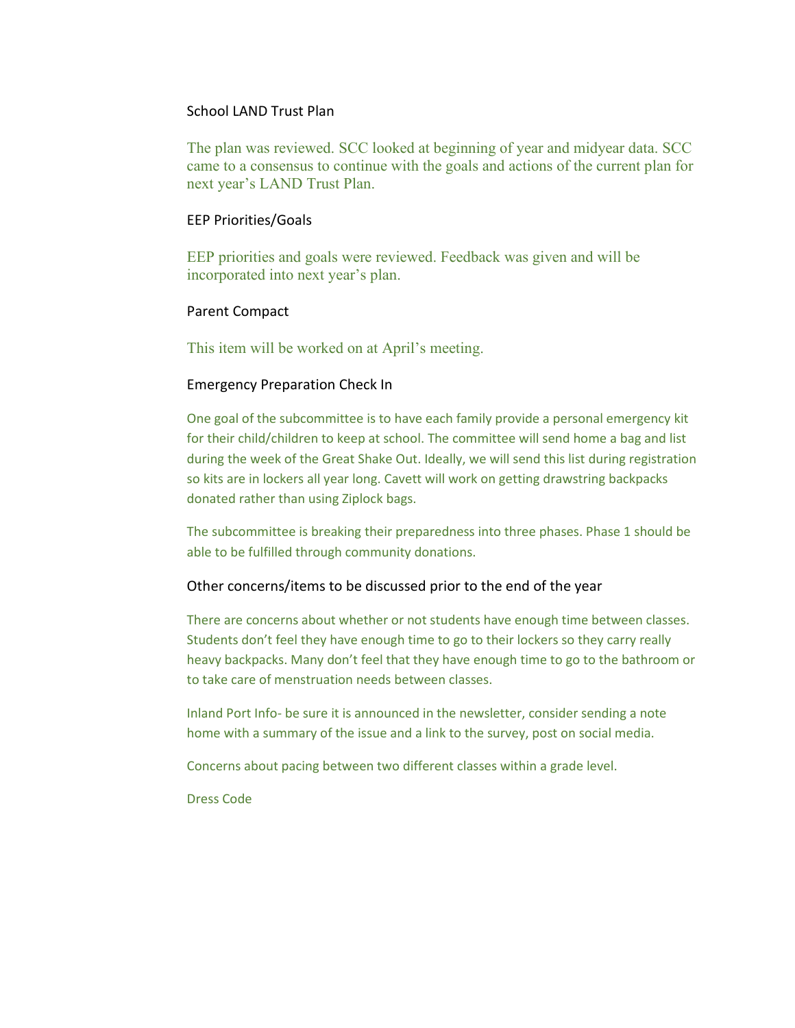## School LAND Trust Plan

The plan was reviewed. SCC looked at beginning of year and midyear data. SCC came to a consensus to continue with the goals and actions of the current plan for next year's LAND Trust Plan.

## EEP Priorities/Goals

EEP priorities and goals were reviewed. Feedback was given and will be incorporated into next year's plan.

## Parent Compact

This item will be worked on at April's meeting.

## Emergency Preparation Check In

One goal of the subcommittee is to have each family provide a personal emergency kit for their child/children to keep at school. The committee will send home a bag and list during the week of the Great Shake Out. Ideally, we will send this list during registration so kits are in lockers all year long. Cavett will work on getting drawstring backpacks donated rather than using Ziplock bags.

The subcommittee is breaking their preparedness into three phases. Phase 1 should be able to be fulfilled through community donations.

## Other concerns/items to be discussed prior to the end of the year

There are concerns about whether or not students have enough time between classes. Students don't feel they have enough time to go to their lockers so they carry really heavy backpacks. Many don't feel that they have enough time to go to the bathroom or to take care of menstruation needs between classes.

Inland Port Info- be sure it is announced in the newsletter, consider sending a note home with a summary of the issue and a link to the survey, post on social media.

Concerns about pacing between two different classes within a grade level.

Dress Code